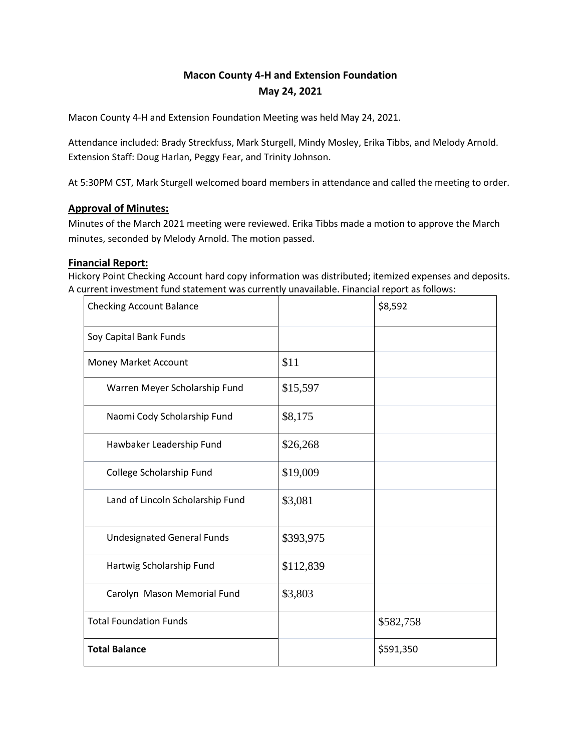# Macon County 4-H and Extension Foundation
## May 24, 2021

Macon County 4-H and Extension Foundation Meeting was held May 24, 2021.

Attendance included: Brady Streckfuss, Mark Sturgell, Mindy Mosley, Erika Tibbs, and Melody Arnold. Extension Staff: Doug Harlan, Peggy Fear, and Trinity Johnson.

At 5:30PM CST, Mark Sturgell welcomed board members in attendance and called the meeting to order.

### Approval of Minutes:

Minutes of the March 2021 meeting were reviewed. Erika Tibbs made a motion to approve the March minutes, seconded by Melody Arnold. The motion passed.

### Financial Report:

Hickory Point Checking Account hard copy information was distributed; itemized expenses and deposits. A current investment fund statement was currently unavailable. Financial report as follows:

| Checking Account Balance | | $8,592 |
|---|---|---|
| Soy Capital Bank Funds | | |
| Money Market Account | $11 | |
| Warren Meyer Scholarship Fund | $15,597 | |
| Naomi Cody Scholarship Fund | $8,175 | |
| Hawbaker Leadership Fund | $26,268 | |
| College Scholarship Fund | $19,009 | |
| Land of Lincoln Scholarship Fund | $3,081 | |
| Undesignated General Funds | $393,975 | |
| Hartwig Scholarship Fund | $112,839 | |
| Carolyn Mason Memorial Fund | $3,803 | |
| Total Foundation Funds | | $582,758 |
| **Total Balance** | | $591,350 |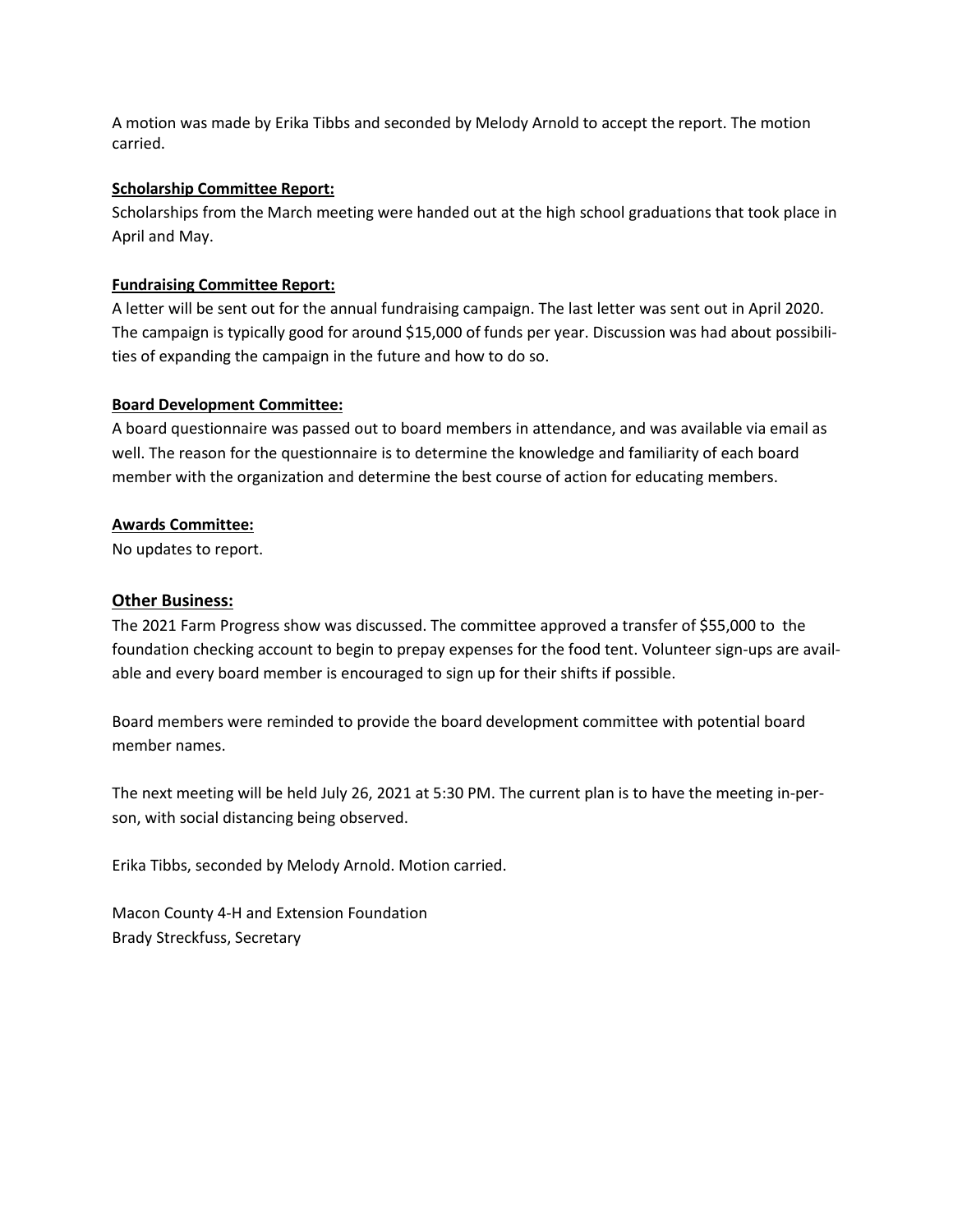A motion was made by Erika Tibbs and seconded by Melody Arnold to accept the report. The motion carried.

**Scholarship Committee Report:**

Scholarships from the March meeting were handed out at the high school graduations that took place in April and May.

**Fundraising Committee Report:**

A letter will be sent out for the annual fundraising campaign. The last letter was sent out in April 2020. The campaign is typically good for around $15,000 of funds per year. Discussion was had about possibilities of expanding the campaign in the future and how to do so.

**Board Development Committee:**

A board questionnaire was passed out to board members in attendance, and was available via email as well. The reason for the questionnaire is to determine the knowledge and familiarity of each board member with the organization and determine the best course of action for educating members.

**Awards Committee:**

No updates to report.

## Other Business:

The 2021 Farm Progress show was discussed. The committee approved a transfer of $55,000 to the foundation checking account to begin to prepay expenses for the food tent. Volunteer sign-ups are available and every board member is encouraged to sign up for their shifts if possible.

Board members were reminded to provide the board development committee with potential board member names.

The next meeting will be held July 26, 2021 at 5:30 PM. The current plan is to have the meeting in-person, with social distancing being observed.

Erika Tibbs, seconded by Melody Arnold. Motion carried.

Macon County 4-H and Extension Foundation
Brady Streckfuss, Secretary